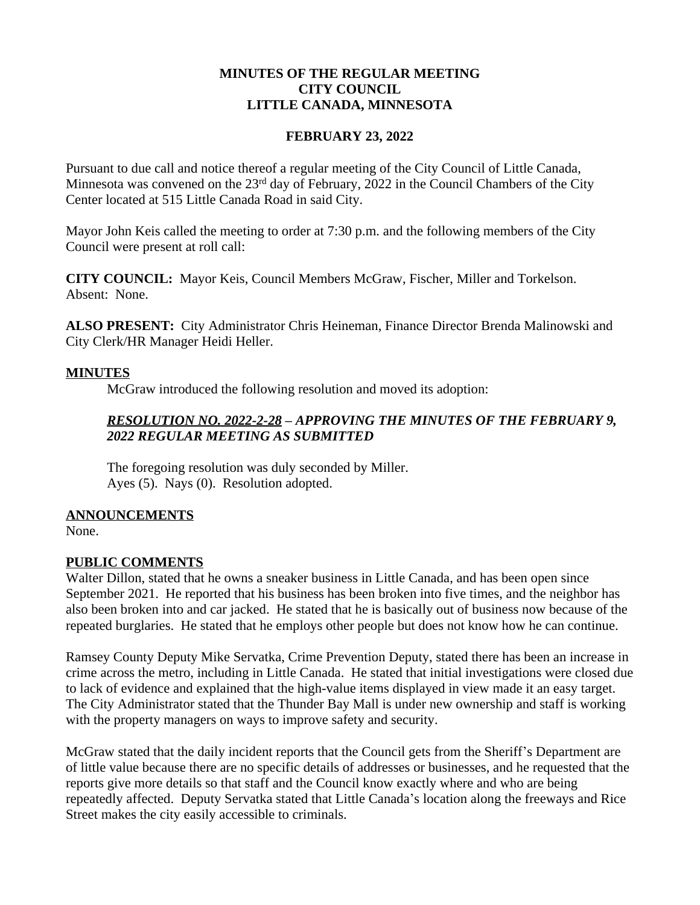**MINUTES OF THE REGULAR MEETING**
**CITY COUNCIL**
**LITTLE CANADA, MINNESOTA**

**FEBRUARY 23, 2022**

Pursuant to due call and notice thereof a regular meeting of the City Council of Little Canada, Minnesota was convened on the 23rd day of February, 2022 in the Council Chambers of the City Center located at 515 Little Canada Road in said City.

Mayor John Keis called the meeting to order at 7:30 p.m. and the following members of the City Council were present at roll call:

**CITY COUNCIL:** Mayor Keis, Council Members McGraw, Fischer, Miller and Torkelson. Absent: None.

**ALSO PRESENT:** City Administrator Chris Heineman, Finance Director Brenda Malinowski and City Clerk/HR Manager Heidi Heller.

## MINUTES

McGraw introduced the following resolution and moved its adoption:

***RESOLUTION NO. 2022-2-28 – APPROVING THE MINUTES OF THE FEBRUARY 9, 2022 REGULAR MEETING AS SUBMITTED***

The foregoing resolution was duly seconded by Miller.
Ayes (5). Nays (0). Resolution adopted.

## ANNOUNCEMENTS

None.

## PUBLIC COMMENTS

Walter Dillon, stated that he owns a sneaker business in Little Canada, and has been open since September 2021. He reported that his business has been broken into five times, and the neighbor has also been broken into and car jacked. He stated that he is basically out of business now because of the repeated burglaries. He stated that he employs other people but does not know how he can continue.

Ramsey County Deputy Mike Servatka, Crime Prevention Deputy, stated there has been an increase in crime across the metro, including in Little Canada. He stated that initial investigations were closed due to lack of evidence and explained that the high-value items displayed in view made it an easy target. The City Administrator stated that the Thunder Bay Mall is under new ownership and staff is working with the property managers on ways to improve safety and security.

McGraw stated that the daily incident reports that the Council gets from the Sheriff's Department are of little value because there are no specific details of addresses or businesses, and he requested that the reports give more details so that staff and the Council know exactly where and who are being repeatedly affected. Deputy Servatka stated that Little Canada's location along the freeways and Rice Street makes the city easily accessible to criminals.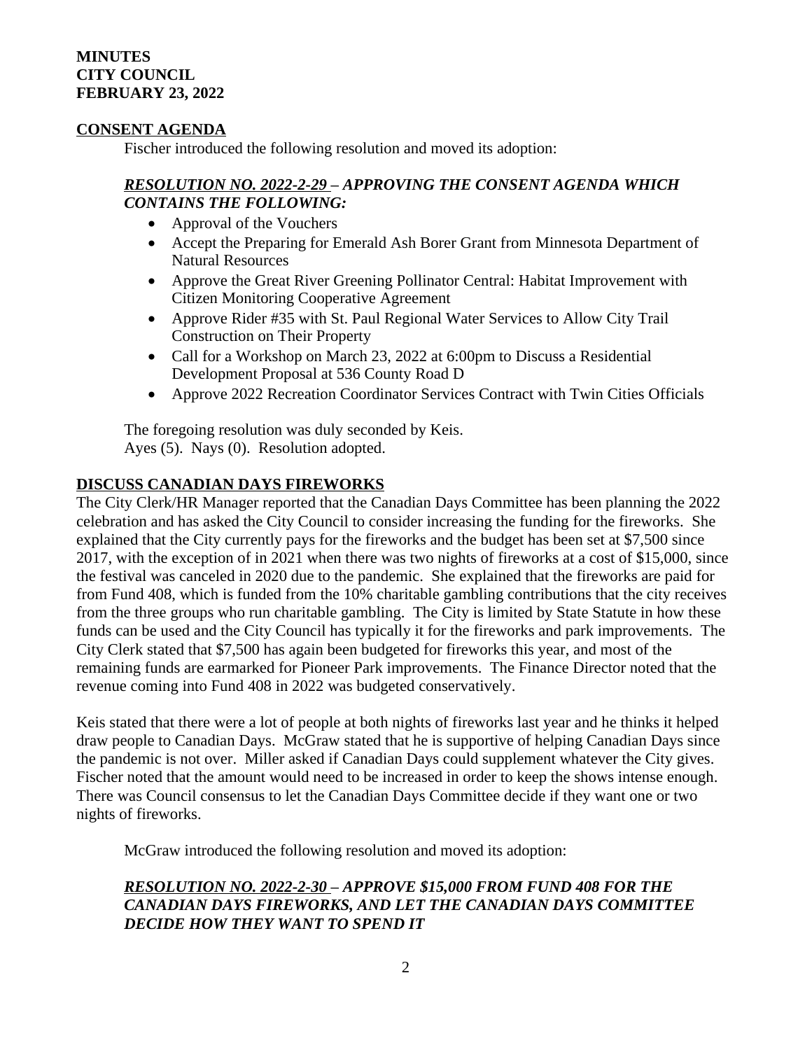**MINUTES**
**CITY COUNCIL**
**FEBRUARY 23, 2022**

**CONSENT AGENDA**

Fischer introduced the following resolution and moved its adoption:

***RESOLUTION NO. 2022-2-29 – APPROVING THE CONSENT AGENDA WHICH CONTAINS THE FOLLOWING:***

- Approval of the Vouchers
- Accept the Preparing for Emerald Ash Borer Grant from Minnesota Department of Natural Resources
- Approve the Great River Greening Pollinator Central: Habitat Improvement with Citizen Monitoring Cooperative Agreement
- Approve Rider #35 with St. Paul Regional Water Services to Allow City Trail Construction on Their Property
- Call for a Workshop on March 23, 2022 at 6:00pm to Discuss a Residential Development Proposal at 536 County Road D
- Approve 2022 Recreation Coordinator Services Contract with Twin Cities Officials

The foregoing resolution was duly seconded by Keis.
Ayes (5). Nays (0). Resolution adopted.

**DISCUSS CANADIAN DAYS FIREWORKS**

The City Clerk/HR Manager reported that the Canadian Days Committee has been planning the 2022 celebration and has asked the City Council to consider increasing the funding for the fireworks. She explained that the City currently pays for the fireworks and the budget has been set at $7,500 since 2017, with the exception of in 2021 when there was two nights of fireworks at a cost of $15,000, since the festival was canceled in 2020 due to the pandemic. She explained that the fireworks are paid for from Fund 408, which is funded from the 10% charitable gambling contributions that the city receives from the three groups who run charitable gambling. The City is limited by State Statute in how these funds can be used and the City Council has typically it for the fireworks and park improvements. The City Clerk stated that $7,500 has again been budgeted for fireworks this year, and most of the remaining funds are earmarked for Pioneer Park improvements. The Finance Director noted that the revenue coming into Fund 408 in 2022 was budgeted conservatively.

Keis stated that there were a lot of people at both nights of fireworks last year and he thinks it helped draw people to Canadian Days. McGraw stated that he is supportive of helping Canadian Days since the pandemic is not over. Miller asked if Canadian Days could supplement whatever the City gives. Fischer noted that the amount would need to be increased in order to keep the shows intense enough. There was Council consensus to let the Canadian Days Committee decide if they want one or two nights of fireworks.

McGraw introduced the following resolution and moved its adoption:

***RESOLUTION NO. 2022-2-30 – APPROVE $15,000 FROM FUND 408 FOR THE CANADIAN DAYS FIREWORKS, AND LET THE CANADIAN DAYS COMMITTEE DECIDE HOW THEY WANT TO SPEND IT***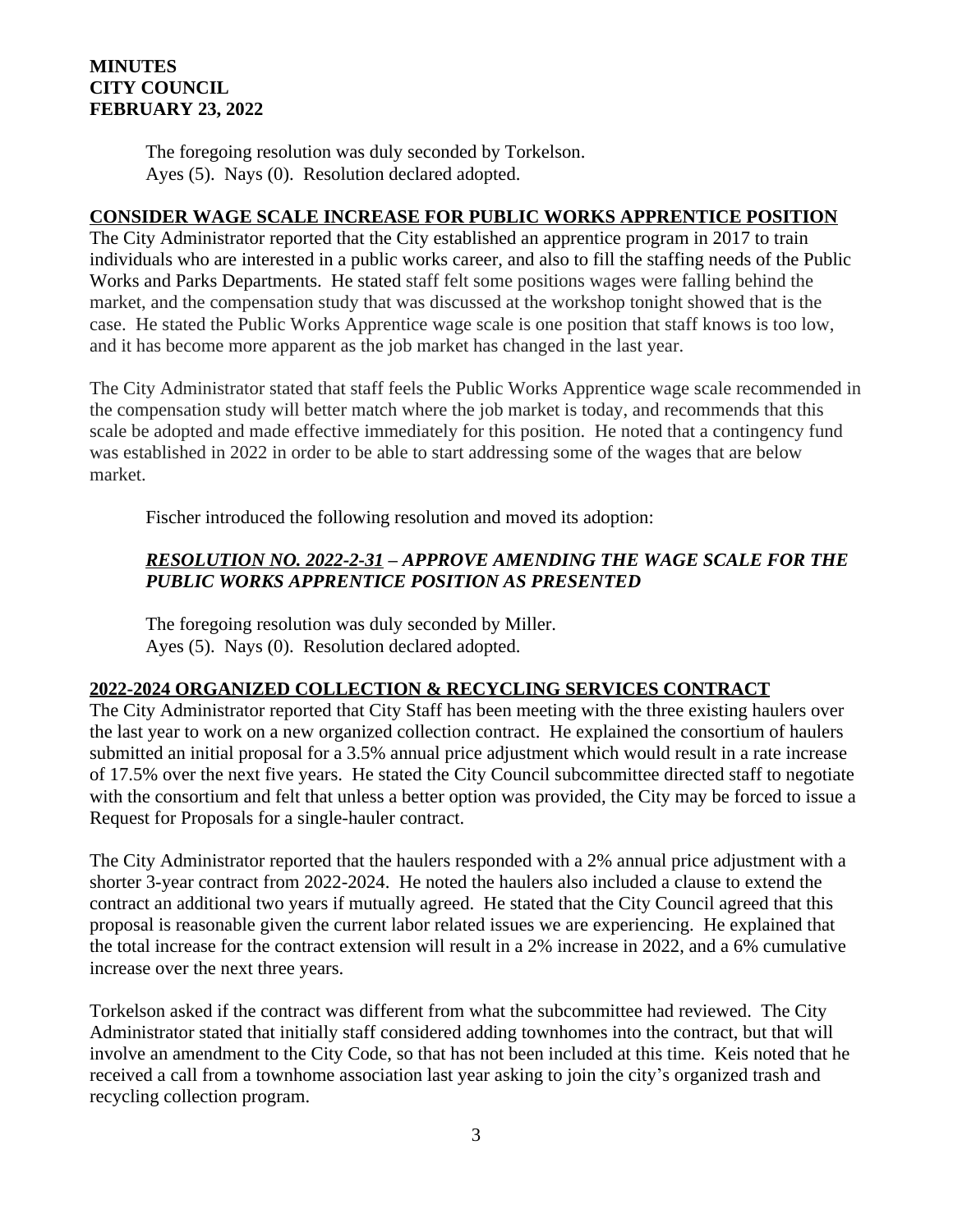The foregoing resolution was duly seconded by Torkelson.
Ayes (5). Nays (0). Resolution declared adopted.

## CONSIDER WAGE SCALE INCREASE FOR PUBLIC WORKS APPRENTICE POSITION

The City Administrator reported that the City established an apprentice program in 2017 to train individuals who are interested in a public works career, and also to fill the staffing needs of the Public Works and Parks Departments. He stated staff felt some positions wages were falling behind the market, and the compensation study that was discussed at the workshop tonight showed that is the case. He stated the Public Works Apprentice wage scale is one position that staff knows is too low, and it has become more apparent as the job market has changed in the last year.

The City Administrator stated that staff feels the Public Works Apprentice wage scale recommended in the compensation study will better match where the job market is today, and recommends that this scale be adopted and made effective immediately for this position. He noted that a contingency fund was established in 2022 in order to be able to start addressing some of the wages that are below market.

Fischer introduced the following resolution and moved its adoption:

***RESOLUTION NO. 2022-2-31* – APPROVE AMENDING THE WAGE SCALE FOR THE PUBLIC WORKS APPRENTICE POSITION AS PRESENTED**

The foregoing resolution was duly seconded by Miller.
Ayes (5). Nays (0). Resolution declared adopted.

## 2022-2024 ORGANIZED COLLECTION & RECYCLING SERVICES CONTRACT

The City Administrator reported that City Staff has been meeting with the three existing haulers over the last year to work on a new organized collection contract. He explained the consortium of haulers submitted an initial proposal for a 3.5% annual price adjustment which would result in a rate increase of 17.5% over the next five years. He stated the City Council subcommittee directed staff to negotiate with the consortium and felt that unless a better option was provided, the City may be forced to issue a Request for Proposals for a single-hauler contract.

The City Administrator reported that the haulers responded with a 2% annual price adjustment with a shorter 3-year contract from 2022-2024. He noted the haulers also included a clause to extend the contract an additional two years if mutually agreed. He stated that the City Council agreed that this proposal is reasonable given the current labor related issues we are experiencing. He explained that the total increase for the contract extension will result in a 2% increase in 2022, and a 6% cumulative increase over the next three years.

Torkelson asked if the contract was different from what the subcommittee had reviewed. The City Administrator stated that initially staff considered adding townhomes into the contract, but that will involve an amendment to the City Code, so that has not been included at this time. Keis noted that he received a call from a townhome association last year asking to join the city's organized trash and recycling collection program.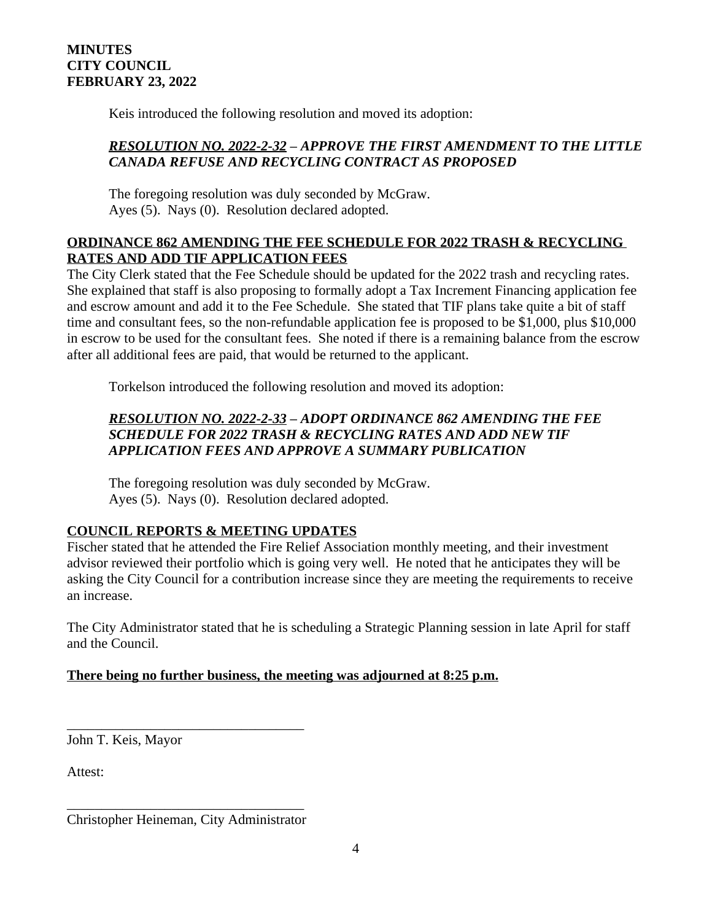Keis introduced the following resolution and moved its adoption:

***RESOLUTION NO. 2022-2-32** – APPROVE THE FIRST AMENDMENT TO THE LITTLE CANADA REFUSE AND RECYCLING CONTRACT AS PROPOSED*

The foregoing resolution was duly seconded by McGraw.
Ayes (5). Nays (0). Resolution declared adopted.

**ORDINANCE 862 AMENDING THE FEE SCHEDULE FOR 2022 TRASH & RECYCLING RATES AND ADD TIF APPLICATION FEES**

The City Clerk stated that the Fee Schedule should be updated for the 2022 trash and recycling rates. She explained that staff is also proposing to formally adopt a Tax Increment Financing application fee and escrow amount and add it to the Fee Schedule. She stated that TIF plans take quite a bit of staff time and consultant fees, so the non-refundable application fee is proposed to be $1,000, plus $10,000 in escrow to be used for the consultant fees. She noted if there is a remaining balance from the escrow after all additional fees are paid, that would be returned to the applicant.

Torkelson introduced the following resolution and moved its adoption:

***RESOLUTION NO. 2022-2-33** – ADOPT ORDINANCE 862 AMENDING THE FEE SCHEDULE FOR 2022 TRASH & RECYCLING RATES AND ADD NEW TIF APPLICATION FEES AND APPROVE A SUMMARY PUBLICATION*

The foregoing resolution was duly seconded by McGraw.
Ayes (5). Nays (0). Resolution declared adopted.

**COUNCIL REPORTS & MEETING UPDATES**

Fischer stated that he attended the Fire Relief Association monthly meeting, and their investment advisor reviewed their portfolio which is going very well. He noted that he anticipates they will be asking the City Council for a contribution increase since they are meeting the requirements to receive an increase.

The City Administrator stated that he is scheduling a Strategic Planning session in late April for staff and the Council.

**There being no further business, the meeting was adjourned at 8:25 p.m.**

\_\_\_\_\_\_\_\_\_\_\_\_\_\_\_\_\_\_\_\_\_\_\_\_\_\_\_\_\_\_\_\_\_\_
John T. Keis, Mayor

Attest:

\_\_\_\_\_\_\_\_\_\_\_\_\_\_\_\_\_\_\_\_\_\_\_\_\_\_\_\_\_\_\_\_\_\_
Christopher Heineman, City Administrator